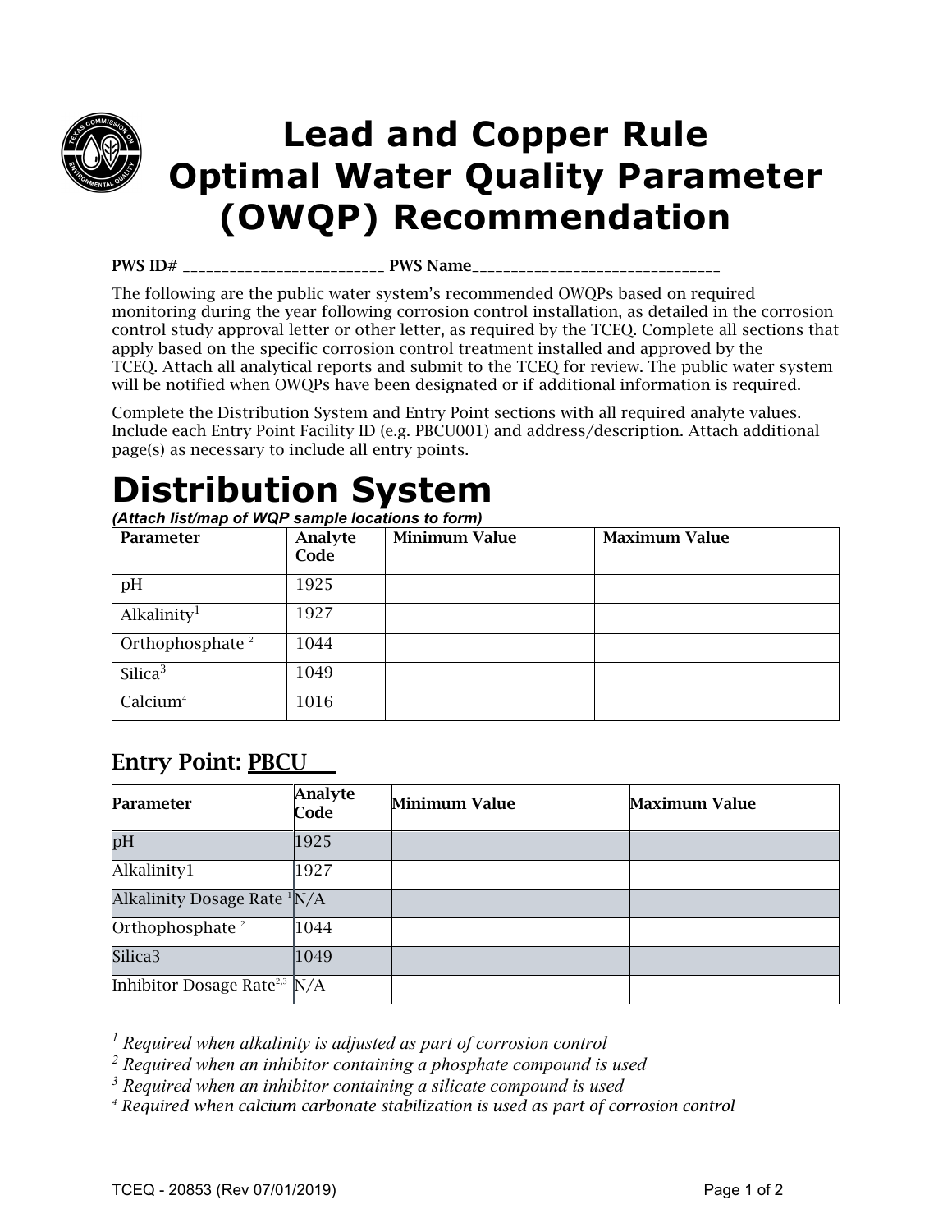# Lead and Copper Rule Optimal Water Quality Parameter (OWQP) Recommendation

**PWS ID#** __________________________ **PWS Name**________________________________

The following are the public water system's recommended OWQPs based on required monitoring during the year following corrosion control installation, as detailed in the corrosion control study approval letter or other letter, as required by the TCEQ. Complete all sections that apply based on the specific corrosion control treatment installed and approved by the TCEQ. Attach all analytical reports and submit to the TCEQ for review. The public water system will be notified when OWQPs have been designated or if additional information is required.

Complete the Distribution System and Entry Point sections with all required analyte values. Include each Entry Point Facility ID (e.g. PBCU001) and address/description. Attach additional page(s) as necessary to include all entry points.

# Distribution System

*(Attach list/map of WQP sample locations to form)*

| Parameter | Analyte Code | Minimum Value | Maximum Value |
|---|---|---|---|
| pH | 1925 | | |
| Alkalinity[1] | 1927 | | |
| Orthophosphate [2] | 1044 | | |
| Silica[3] | 1049 | | |
| Calcium[4] | 1016 | | |

## Entry Point: PBCU___

| Parameter | Analyte Code | Minimum Value | Maximum Value |
|---|---|---|---|
| pH | 1925 | | |
| Alkalinity1 | 1927 | | |
| Alkalinity Dosage Rate [1] | N/A | | |
| Orthophosphate [2] | 1044 | | |
| Silica3 | 1049 | | |
| Inhibitor Dosage Rate[2,3] | N/A | | |

*[1] Required when alkalinity is adjusted as part of corrosion control*

*[2] Required when an inhibitor containing a phosphate compound is used*

*[3] Required when an inhibitor containing a silicate compound is used*

*[4] Required when calcium carbonate stabilization is used as part of corrosion control*

TCEQ - 20853 (Rev 07/01/2019)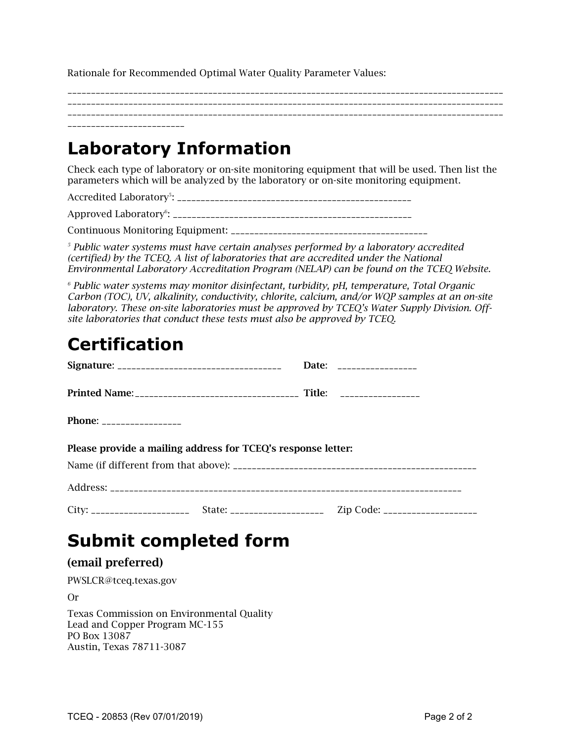Rationale for Recommended Optimal Water Quality Parameter Values:

______________________________________________________________________________________________
______________________________________________________________________________________________
______________________________________________________________________________________________
________________________

# Laboratory Information

Check each type of laboratory or on-site monitoring equipment that will be used. Then list the parameters which will be analyzed by the laboratory or on-site monitoring equipment.

Accredited Laboratory[5]: __________________________________________________

Approved Laboratory[6]: __________________________________________________

Continuous Monitoring Equipment: __________________________________________

*[5] Public water systems must have certain analyses performed by a laboratory accredited (certified) by the TCEQ. A list of laboratories that are accredited under the National Environmental Laboratory Accreditation Program (NELAP) can be found on the TCEQ Website.*

*[6] Public water systems may monitor disinfectant, turbidity, pH, temperature, Total Organic Carbon (TOC), UV, alkalinity, conductivity, chlorite, calcium, and/or WQP samples at an on-site laboratory. These on-site laboratories must be approved by TCEQ's Water Supply Division. Off-site laboratories that conduct these tests must also be approved by TCEQ.*

# Certification

**Signature**: ___________________________________ **Date**: _________________

**Printed Name**: ___________________________________ **Title**: _________________

**Phone**: _________________

**Please provide a mailing address for TCEQ's response letter:**

Name (if different from that above): ____________________________________________________

Address: ___________________________________________________________________________

City: _____________________ State: ____________________ Zip Code: ____________________

# Submit completed form

### (email preferred)

PWSLCR@tceq.texas.gov

Or

Texas Commission on Environmental Quality
Lead and Copper Program MC-155
PO Box 13087
Austin, Texas 78711-3087

TCEQ - 20853 (Rev 07/01/2019)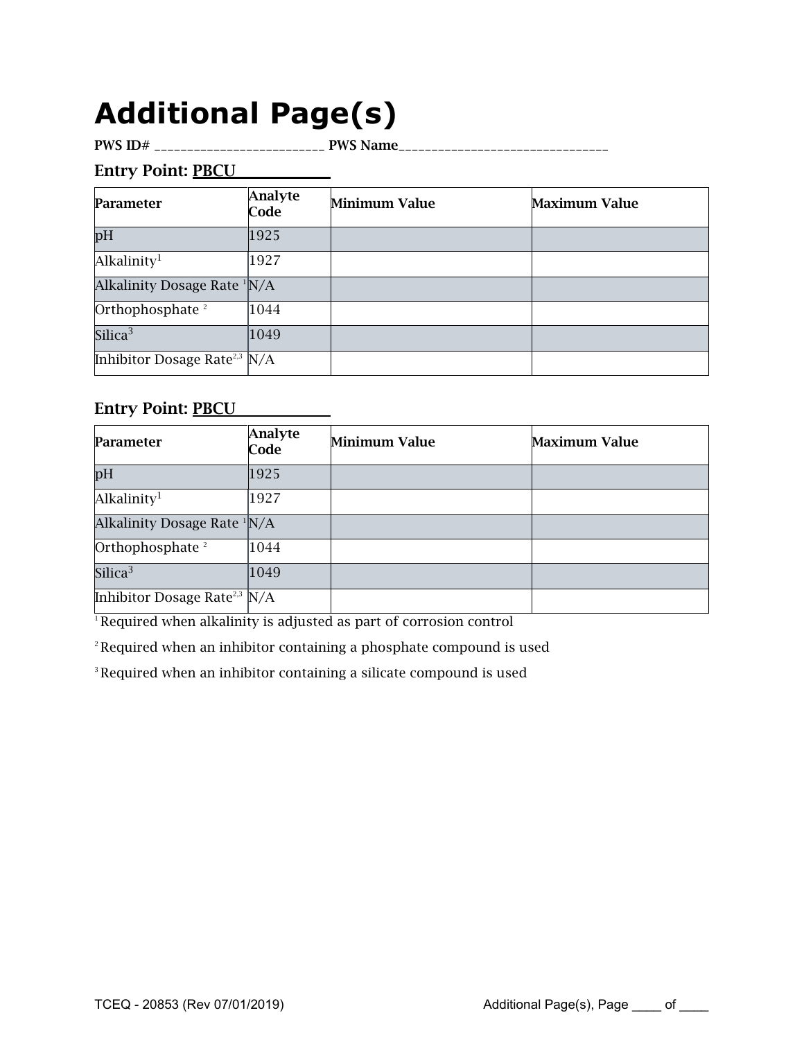# Additional Page(s)

**PWS ID#** _________________________ **PWS Name**______________________________

### Entry Point: PBCU

| Parameter | Analyte Code | Minimum Value | Maximum Value |
|---|---|---|---|
| pH | 1925 | | |
| Alkalinity[1] | 1927 | | |
| Alkalinity Dosage Rate [1] | N/A | | |
| Orthophosphate [2] | 1044 | | |
| Silica[3] | 1049 | | |
| Inhibitor Dosage Rate[2,3] | N/A | | |

### Entry Point: PBCU

| Parameter | Analyte Code | Minimum Value | Maximum Value |
|---|---|---|---|
| pH | 1925 | | |
| Alkalinity[1] | 1927 | | |
| Alkalinity Dosage Rate [1] | N/A | | |
| Orthophosphate [2] | 1044 | | |
| Silica[3] | 1049 | | |
| Inhibitor Dosage Rate[2,3] | N/A | | |

[1] Required when alkalinity is adjusted as part of corrosion control

[2] Required when an inhibitor containing a phosphate compound is used

[3] Required when an inhibitor containing a silicate compound is used

TCEQ - 20853 (Rev 07/01/2019) Additional Page(s), Page ____ of ____